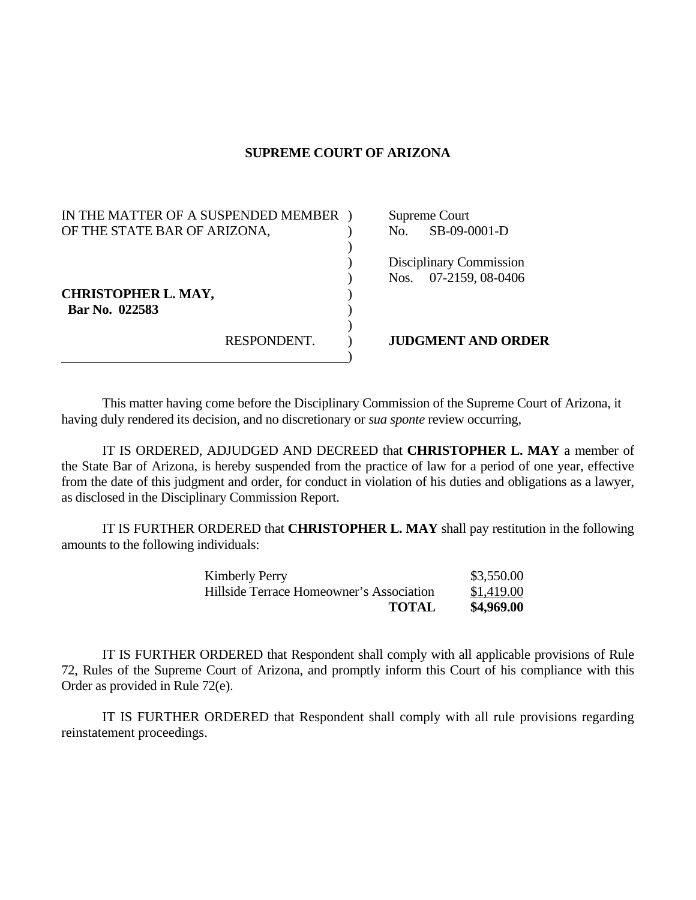# SUPREME COURT OF ARIZONA

| | |
|---|---|
| IN THE MATTER OF A SUSPENDED MEMBER OF THE STATE BAR OF ARIZONA, | Supreme Court No. SB-09-0001-D |
| | Disciplinary Commission Nos. 07-2159, 08-0406 |
| **CHRISTOPHER L. MAY,** **Bar No. 022583** | |
| RESPONDENT. | **JUDGMENT AND ORDER** |

This matter having come before the Disciplinary Commission of the Supreme Court of Arizona, it having duly rendered its decision, and no discretionary or *sua sponte* review occurring,

IT IS ORDERED, ADJUDGED AND DECREED that **CHRISTOPHER L. MAY** a member of the State Bar of Arizona, is hereby suspended from the practice of law for a period of one year, effective from the date of this judgment and order, for conduct in violation of his duties and obligations as a lawyer, as disclosed in the Disciplinary Commission Report.

IT IS FURTHER ORDERED that **CHRISTOPHER L. MAY** shall pay restitution in the following amounts to the following individuals:

| | |
|---|---|
| Kimberly Perry | $3,550.00 |
| Hillside Terrace Homeowner's Association | $1,419.00 |
| **TOTAL** | **$4,969.00** |

IT IS FURTHER ORDERED that Respondent shall comply with all applicable provisions of Rule 72, Rules of the Supreme Court of Arizona, and promptly inform this Court of his compliance with this Order as provided in Rule 72(e).

IT IS FURTHER ORDERED that Respondent shall comply with all rule provisions regarding reinstatement proceedings.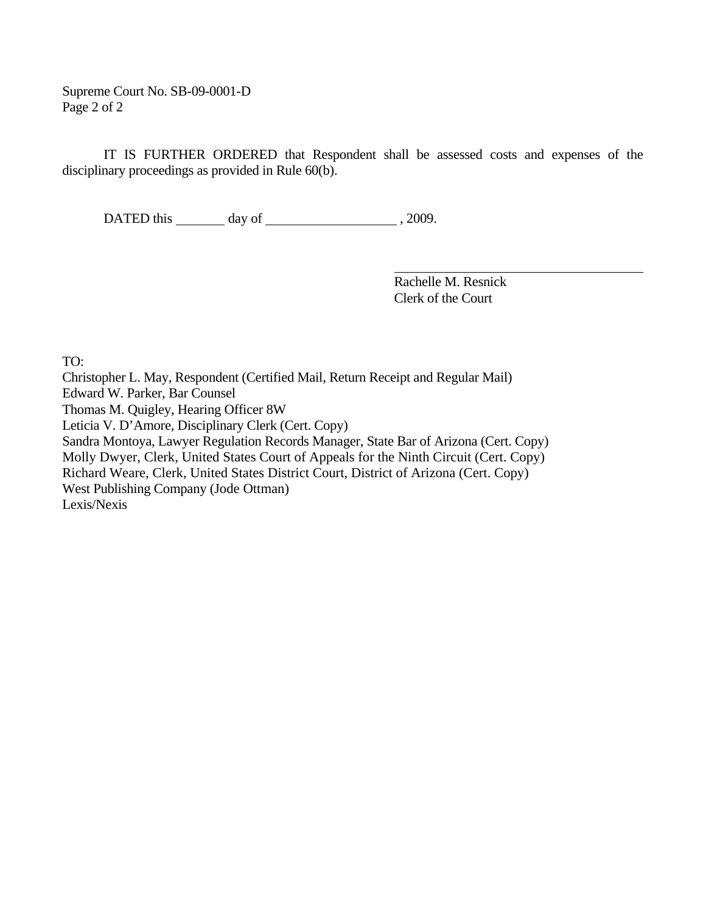IT IS FURTHER ORDERED that Respondent shall be assessed costs and expenses of the disciplinary proceedings as provided in Rule 60(b).

DATED this _______ day of __________________ , 2009.

\_\_\_\_\_\_\_\_\_\_\_\_\_\_\_\_\_\_\_\_\_\_\_\_\_\_\_\_\_\_\_\_\_\_\_\_
Rachelle M. Resnick
Clerk of the Court

TO:
Christopher L. May, Respondent (Certified Mail, Return Receipt and Regular Mail)
Edward W. Parker, Bar Counsel
Thomas M. Quigley, Hearing Officer 8W
Leticia V. D'Amore, Disciplinary Clerk (Cert. Copy)
Sandra Montoya, Lawyer Regulation Records Manager, State Bar of Arizona (Cert. Copy)
Molly Dwyer, Clerk, United States Court of Appeals for the Ninth Circuit (Cert. Copy)
Richard Weare, Clerk, United States District Court, District of Arizona (Cert. Copy)
West Publishing Company (Jode Ottman)
Lexis/Nexis